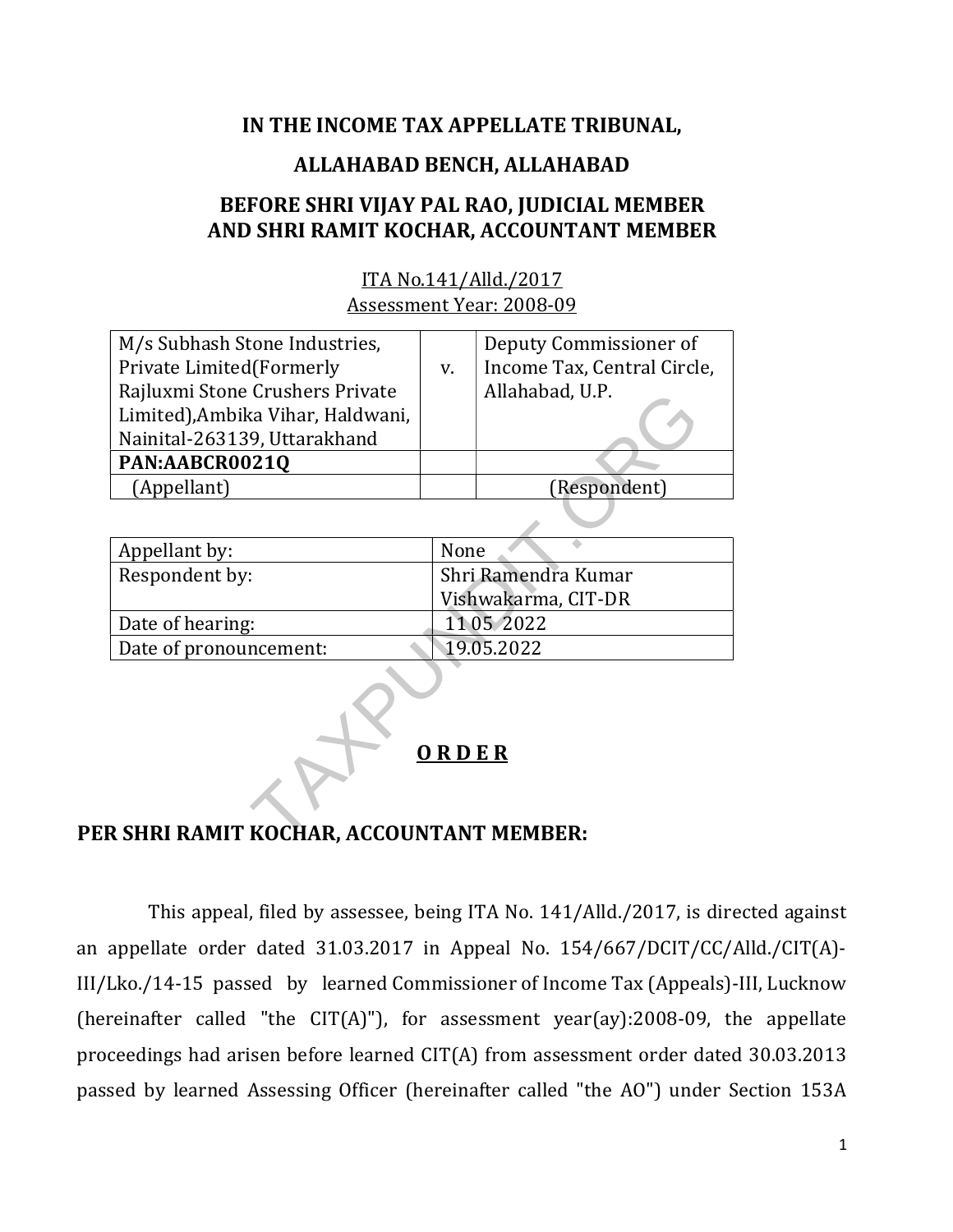**IN THE INCOME TAX APPELLATE TRIBUNAL,**

**ALLAHABAD BENCH, ALLAHABAD**

**BEFORE SHRI VIJAY PAL RAO, JUDICIAL MEMBER AND SHRI RAMIT KOCHAR, ACCOUNTANT MEMBER**

ITA No.141/Alld./2017
Assessment Year: 2008-09

| | | |
|---|---|---|
| M/s Subhash Stone Industries, Private Limited(Formerly Rajluxmi Stone Crushers Private Limited),Ambika Vihar, Haldwani, Nainital-263139, Uttarakhand | v. | Deputy Commissioner of Income Tax, Central Circle, Allahabad, U.P. |
| **PAN:AABCR0021Q** | | |
| (Appellant) | | (Respondent) |

| | |
|---|---|
| Appellant by: | None |
| Respondent by: | Shri Ramendra Kumar Vishwakarma, CIT-DR |
| Date of hearing: | 11.05.2022 |
| Date of pronouncement: | 19.05.2022 |

**O R D E R**

**PER SHRI RAMIT KOCHAR, ACCOUNTANT MEMBER:**

This appeal, filed by assessee, being ITA No. 141/Alld./2017, is directed against an appellate order dated 31.03.2017 in Appeal No. 154/667/DCIT/CC/Alld./CIT(A)-III/Lko./14-15 passed by learned Commissioner of Income Tax (Appeals)-III, Lucknow (hereinafter called "the CIT(A)"), for assessment year(ay):2008-09, the appellate proceedings had arisen before learned CIT(A) from assessment order dated 30.03.2013 passed by learned Assessing Officer (hereinafter called "the AO") under Section 153A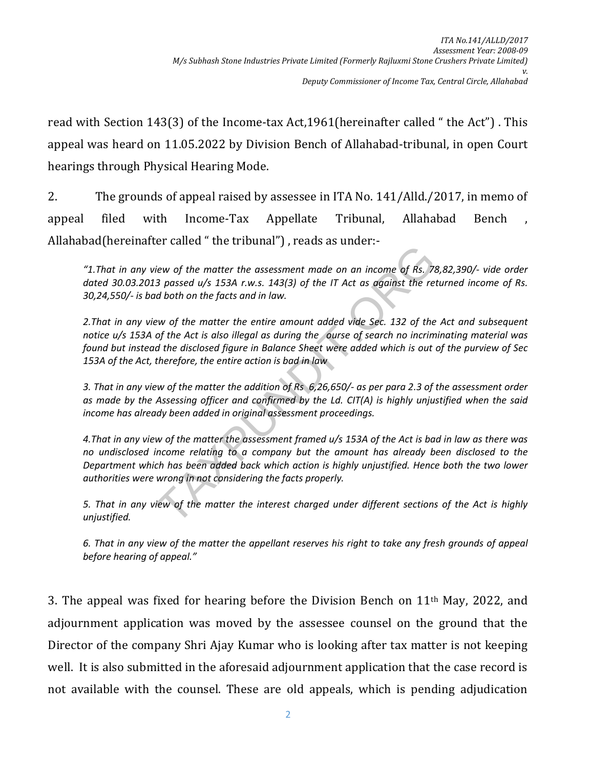read with Section 143(3) of the Income-tax Act,1961(hereinafter called " the Act") . This appeal was heard on 11.05.2022 by Division Bench of Allahabad-tribunal, in open Court hearings through Physical Hearing Mode.

2. The grounds of appeal raised by assessee in ITA No. 141/Alld./2017, in memo of appeal filed with Income-Tax Appellate Tribunal, Allahabad Bench , Allahabad(hereinafter called " the tribunal") , reads as under:-

> *"1.That in any view of the matter the assessment made on an income of Rs. 78,82,390/- vide order dated 30.03.2013 passed u/s 153A r.w.s. 143(3) of the IT Act as against the returned income of Rs. 30,24,550/- is bad both on the facts and in law.*
>
> *2.That in any view of the matter the entire amount added vide Sec. 132 of the Act and subsequent notice u/s 153A of the Act is also illegal as during the ourse of search no incriminating material was found but instead the disclosed figure in Balance Sheet were added which is out of the purview of Sec 153A of the Act, therefore, the entire action is bad in law*
>
> *3. That in any view of the matter the addition of Rs 6,26,650/- as per para 2.3 of the assessment order as made by the Assessing officer and confirmed by the Ld. CIT(A) is highly unjustified when the said income has already been added in original assessment proceedings.*
>
> *4.That in any view of the matter the assessment framed u/s 153A of the Act is bad in law as there was no undisclosed income relating to a company but the amount has already been disclosed to the Department which has been added back which action is highly unjustified. Hence both the two lower authorities were wrong in not considering the facts properly.*
>
> *5. That in any view of the matter the interest charged under different sections of the Act is highly unjustified.*
>
> *6. That in any view of the matter the appellant reserves his right to take any fresh grounds of appeal before hearing of appeal."*

3. The appeal was fixed for hearing before the Division Bench on 11th May, 2022, and adjournment application was moved by the assessee counsel on the ground that the Director of the company Shri Ajay Kumar who is looking after tax matter is not keeping well. It is also submitted in the aforesaid adjournment application that the case record is not available with the counsel. These are old appeals, which is pending adjudication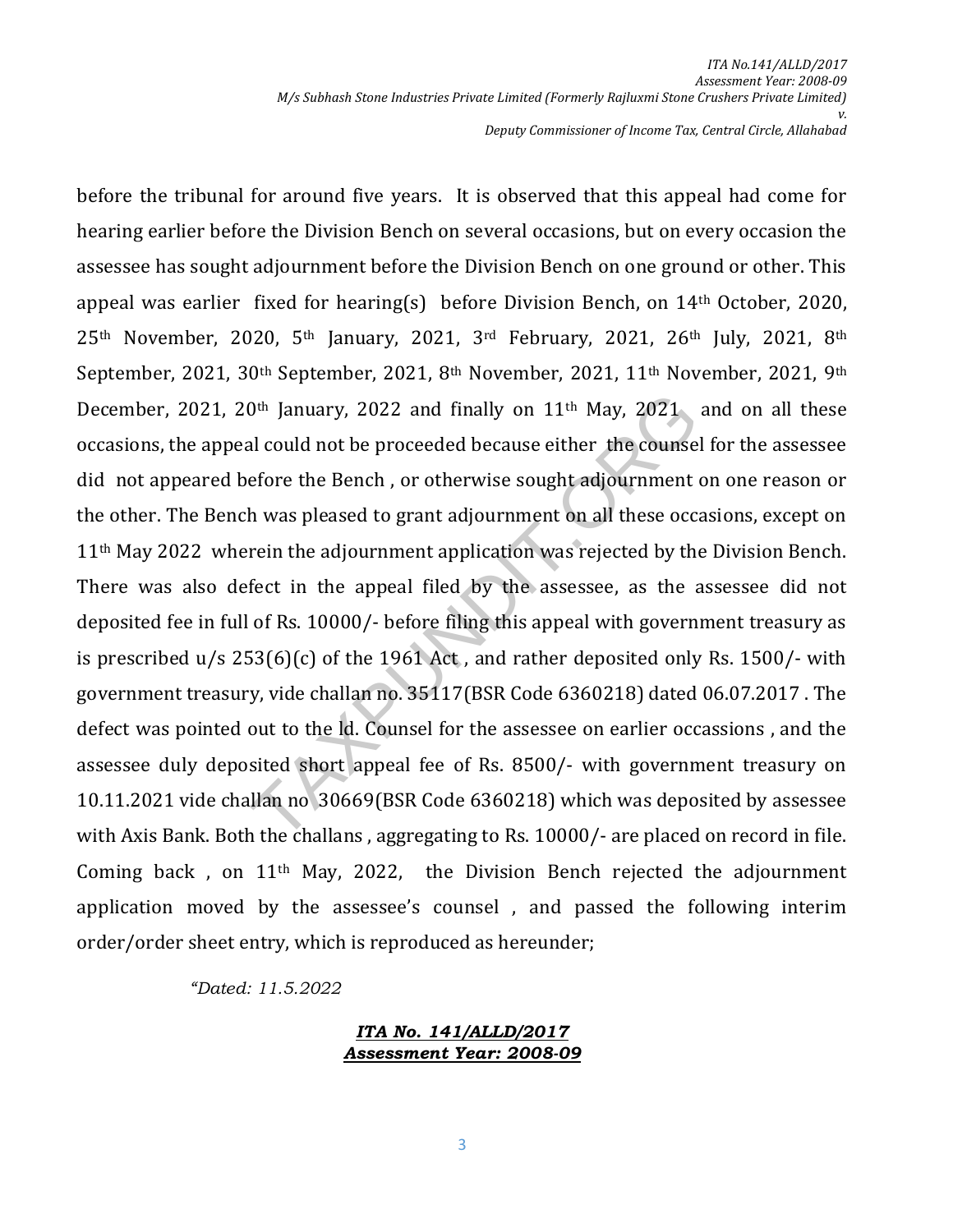before the tribunal for around five years. It is observed that this appeal had come for hearing earlier before the Division Bench on several occasions, but on every occasion the assessee has sought adjournment before the Division Bench on one ground or other. This appeal was earlier fixed for hearing(s) before Division Bench, on 14th October, 2020, 25th November, 2020, 5th January, 2021, 3rd February, 2021, 26th July, 2021, 8th September, 2021, 30th September, 2021, 8th November, 2021, 11th November, 2021, 9th December, 2021, 20th January, 2022 and finally on 11th May, 2021 and on all these occasions, the appeal could not be proceeded because either the counsel for the assessee did not appeared before the Bench , or otherwise sought adjournment on one reason or the other. The Bench was pleased to grant adjournment on all these occasions, except on 11th May 2022 wherein the adjournment application was rejected by the Division Bench. There was also defect in the appeal filed by the assessee, as the assessee did not deposited fee in full of Rs. 10000/- before filing this appeal with government treasury as is prescribed u/s 253(6)(c) of the 1961 Act , and rather deposited only Rs. 1500/- with government treasury, vide challan no. 35117(BSR Code 6360218) dated 06.07.2017 . The defect was pointed out to the ld. Counsel for the assessee on earlier occassions , and the assessee duly deposited short appeal fee of Rs. 8500/- with government treasury on 10.11.2021 vide challan no 30669(BSR Code 6360218) which was deposited by assessee with Axis Bank. Both the challans , aggregating to Rs. 10000/- are placed on record in file. Coming back , on 11th May, 2022, the Division Bench rejected the adjournment application moved by the assessee's counsel , and passed the following interim order/order sheet entry, which is reproduced as hereunder;

*"Dated: 11.5.2022*

***ITA No. 141/ALLD/2017***
***Assessment Year: 2008-09***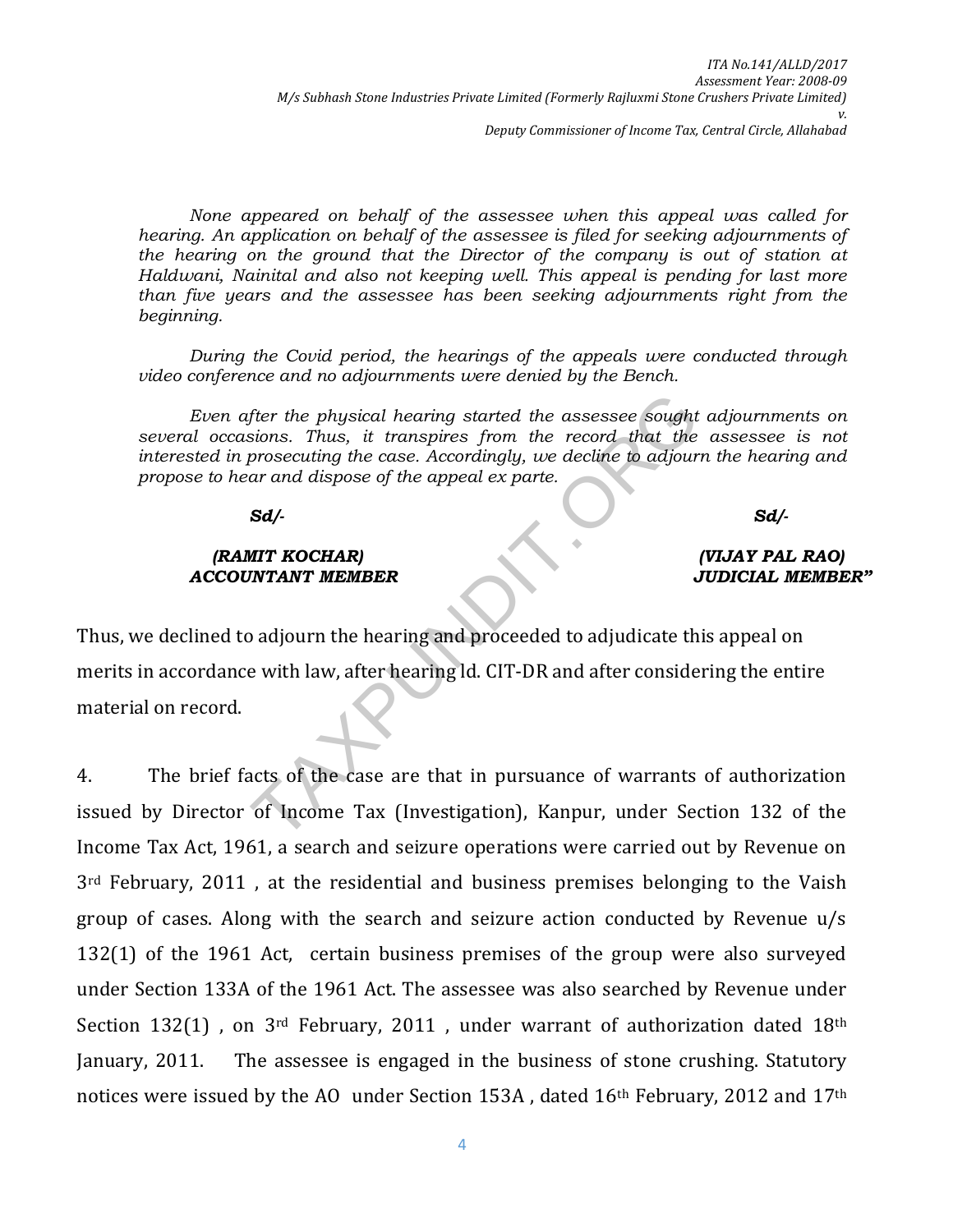*None appeared on behalf of the assessee when this appeal was called for hearing. An application on behalf of the assessee is filed for seeking adjournments of the hearing on the ground that the Director of the company is out of station at Haldwani, Nainital and also not keeping well. This appeal is pending for last more than five years and the assessee has been seeking adjournments right from the beginning.*

*During the Covid period, the hearings of the appeals were conducted through video conference and no adjournments were denied by the Bench.*

*Even after the physical hearing started the assessee sought adjournments on several occasions. Thus, it transpires from the record that the assessee is not interested in prosecuting the case. Accordingly, we decline to adjourn the hearing and propose to hear and dispose of the appeal ex parte.*

| | |
|---|---|
| ***Sd/-*** | ***Sd/-*** |
| ***(RAMIT KOCHAR)*** | ***(VIJAY PAL RAO)*** |
| ***ACCOUNTANT MEMBER*** | ***JUDICIAL MEMBER"*** |

Thus, we declined to adjourn the hearing and proceeded to adjudicate this appeal on merits in accordance with law, after hearing ld. CIT-DR and after considering the entire material on record.

4. The brief facts of the case are that in pursuance of warrants of authorization issued by Director of Income Tax (Investigation), Kanpur, under Section 132 of the Income Tax Act, 1961, a search and seizure operations were carried out by Revenue on 3rd February, 2011 , at the residential and business premises belonging to the Vaish group of cases. Along with the search and seizure action conducted by Revenue u/s 132(1) of the 1961 Act, certain business premises of the group were also surveyed under Section 133A of the 1961 Act. The assessee was also searched by Revenue under Section 132(1) , on 3rd February, 2011 , under warrant of authorization dated 18th January, 2011. The assessee is engaged in the business of stone crushing. Statutory notices were issued by the AO under Section 153A , dated 16th February, 2012 and 17th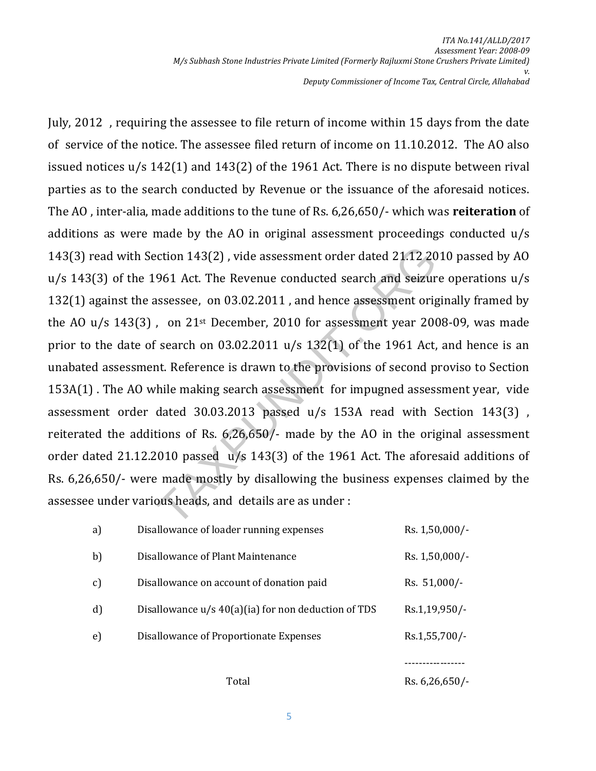July, 2012 , requiring the assessee to file return of income within 15 days from the date of service of the notice. The assessee filed return of income on 11.10.2012. The AO also issued notices u/s 142(1) and 143(2) of the 1961 Act. There is no dispute between rival parties as to the search conducted by Revenue or the issuance of the aforesaid notices. The AO , inter-alia, made additions to the tune of Rs. 6,26,650/- which was **reiteration** of additions as were made by the AO in original assessment proceedings conducted u/s 143(3) read with Section 143(2) , vide assessment order dated 21.12.2010 passed by AO u/s 143(3) of the 1961 Act. The Revenue conducted search and seizure operations u/s 132(1) against the assessee, on 03.02.2011 , and hence assessment originally framed by the AO u/s 143(3) , on 21st December, 2010 for assessment year 2008-09, was made prior to the date of search on 03.02.2011 u/s 132(1) of the 1961 Act, and hence is an unabated assessment. Reference is drawn to the provisions of second proviso to Section 153A(1) . The AO while making search assessment for impugned assessment year, vide assessment order dated 30.03.2013 passed u/s 153A read with Section 143(3) , reiterated the additions of Rs. 6,26,650/- made by the AO in the original assessment order dated 21.12.2010 passed u/s 143(3) of the 1961 Act. The aforesaid additions of Rs. 6,26,650/- were made mostly by disallowing the business expenses claimed by the assessee under various heads, and details are as under :

| | | |
|---|---|---|
| a) | Disallowance of loader running expenses | Rs. 1,50,000/- |
| b) | Disallowance of Plant Maintenance | Rs. 1,50,000/- |
| c) | Disallowance on account of donation paid | Rs. 51,000/- |
| d) | Disallowance u/s 40(a)(ia) for non deduction of TDS | Rs.1,19,950/- |
| e) | Disallowance of Proportionate Expenses | Rs.1,55,700/- |
| | Total | Rs. 6,26,650/- |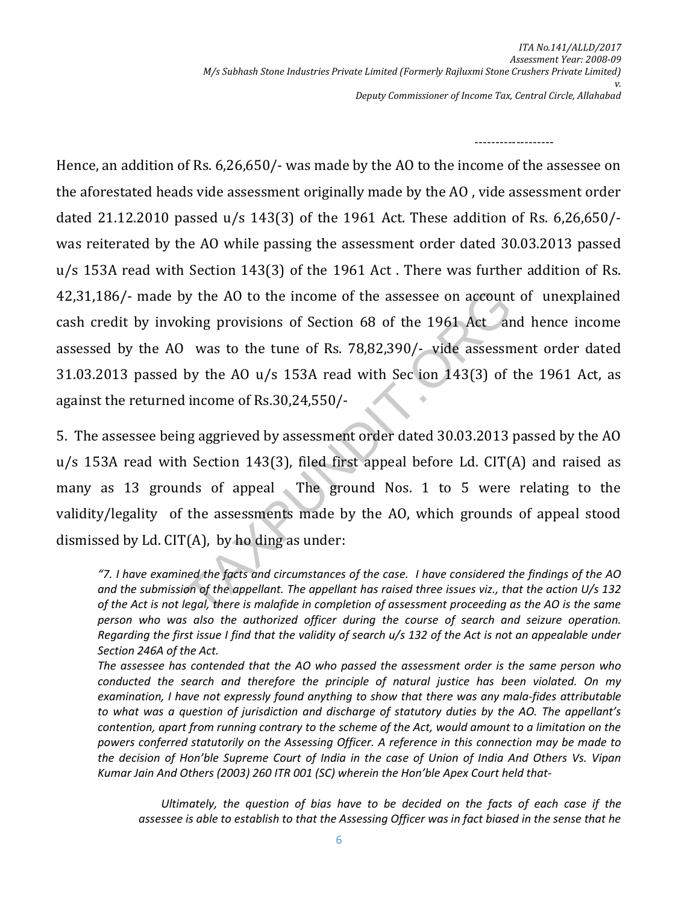-------------------

Hence, an addition of Rs. 6,26,650/- was made by the AO to the income of the assessee on the aforestated heads vide assessment originally made by the AO , vide assessment order dated 21.12.2010 passed u/s 143(3) of the 1961 Act. These addition of Rs. 6,26,650/- was reiterated by the AO while passing the assessment order dated 30.03.2013 passed u/s 153A read with Section 143(3) of the 1961 Act . There was further addition of Rs. 42,31,186/- made by the AO to the income of the assessee on account of unexplained cash credit by invoking provisions of Section 68 of the 1961 Act and hence income assessed by the AO was to the tune of Rs. 78,82,390/- vide assessment order dated 31.03.2013 passed by the AO u/s 153A read with Section 143(3) of the 1961 Act, as against the returned income of Rs.30,24,550/-

5. The assessee being aggrieved by assessment order dated 30.03.2013 passed by the AO u/s 153A read with Section 143(3), filed first appeal before Ld. CIT(A) and raised as many as 13 grounds of appeal The ground Nos. 1 to 5 were relating to the validity/legality of the assessments made by the AO, which grounds of appeal stood dismissed by Ld. CIT(A), by holding as under:

> *"7. I have examined the facts and circumstances of the case. I have considered the findings of the AO and the submission of the appellant. The appellant has raised three issues viz., that the action U/s 132 of the Act is not legal, there is malafide in completion of assessment proceeding as the AO is the same person who was also the authorized officer during the course of search and seizure operation. Regarding the first issue I find that the validity of search u/s 132 of the Act is not an appealable under Section 246A of the Act.*
>
> *The assessee has contended that the AO who passed the assessment order is the same person who conducted the search and therefore the principle of natural justice has been violated. On my examination, I have not expressly found anything to show that there was any mala-fides attributable to what was a question of jurisdiction and discharge of statutory duties by the AO. The appellant's contention, apart from running contrary to the scheme of the Act, would amount to a limitation on the powers conferred statutorily on the Assessing Officer. A reference in this connection may be made to the decision of Hon'ble Supreme Court of India in the case of Union of India And Others Vs. Vipan Kumar Jain And Others (2003) 260 ITR 001 (SC) wherein the Hon'ble Apex Court held that-*
>
> > *Ultimately, the question of bias have to be decided on the facts of each case if the assessee is able to establish to that the Assessing Officer was in fact biased in the sense that he*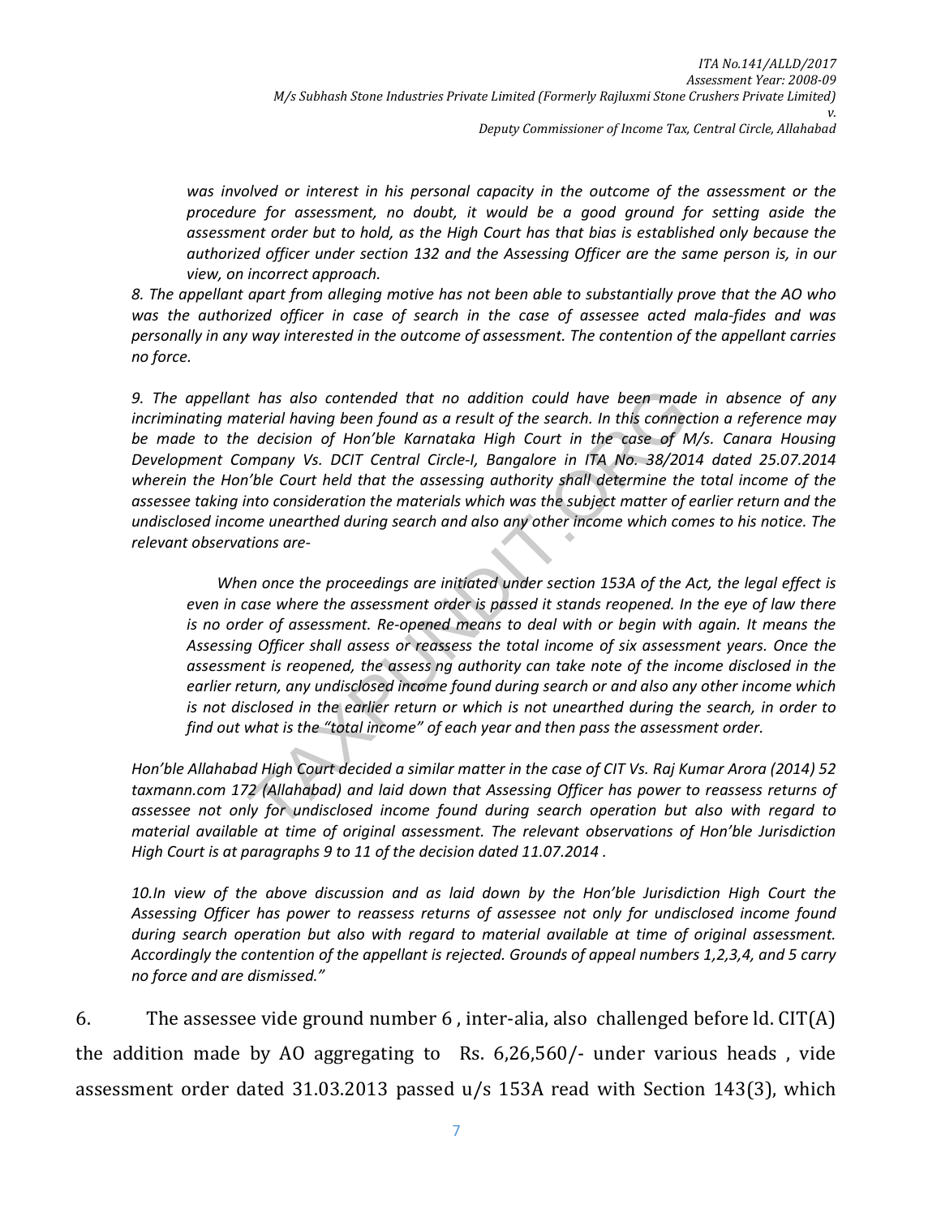*was involved or interest in his personal capacity in the outcome of the assessment or the procedure for assessment, no doubt, it would be a good ground for setting aside the assessment order but to hold, as the High Court has that bias is established only because the authorized officer under section 132 and the Assessing Officer are the same person is, in our view, on incorrect approach.*

*8. The appellant apart from alleging motive has not been able to substantially prove that the AO who was the authorized officer in case of search in the case of assessee acted mala-fides and was personally in any way interested in the outcome of assessment. The contention of the appellant carries no force.*

*9. The appellant has also contended that no addition could have been made in absence of any incriminating material having been found as a result of the search. In this connection a reference may be made to the decision of Hon'ble Karnataka High Court in the case of M/s. Canara Housing Development Company Vs. DCIT Central Circle-I, Bangalore in ITA No. 38/2014 dated 25.07.2014 wherein the Hon'ble Court held that the assessing authority shall determine the total income of the assessee taking into consideration the materials which was the subject matter of earlier return and the undisclosed income unearthed during search and also any other income which comes to his notice. The relevant observations are-*

> *When once the proceedings are initiated under section 153A of the Act, the legal effect is even in case where the assessment order is passed it stands reopened. In the eye of law there is no order of assessment. Re-opened means to deal with or begin with again. It means the Assessing Officer shall assess or reassess the total income of six assessment years. Once the assessment is reopened, the assessing authority can take note of the income disclosed in the earlier return, any undisclosed income found during search or and also any other income which is not disclosed in the earlier return or which is not unearthed during the search, in order to find out what is the "total income" of each year and then pass the assessment order.*

*Hon'ble Allahabad High Court decided a similar matter in the case of CIT Vs. Raj Kumar Arora (2014) 52 taxmann.com 172 (Allahabad) and laid down that Assessing Officer has power to reassess returns of assessee not only for undisclosed income found during search operation but also with regard to material available at time of original assessment. The relevant observations of Hon'ble Jurisdiction High Court is at paragraphs 9 to 11 of the decision dated 11.07.2014 .*

*10.In view of the above discussion and as laid down by the Hon'ble Jurisdiction High Court the Assessing Officer has power to reassess returns of assessee not only for undisclosed income found during search operation but also with regard to material available at time of original assessment. Accordingly the contention of the appellant is rejected. Grounds of appeal numbers 1,2,3,4, and 5 carry no force and are dismissed."*

6. The assessee vide ground number 6 , inter-alia, also challenged before ld. CIT(A) the addition made by AO aggregating to Rs. 6,26,560/- under various heads , vide assessment order dated 31.03.2013 passed u/s 153A read with Section 143(3), which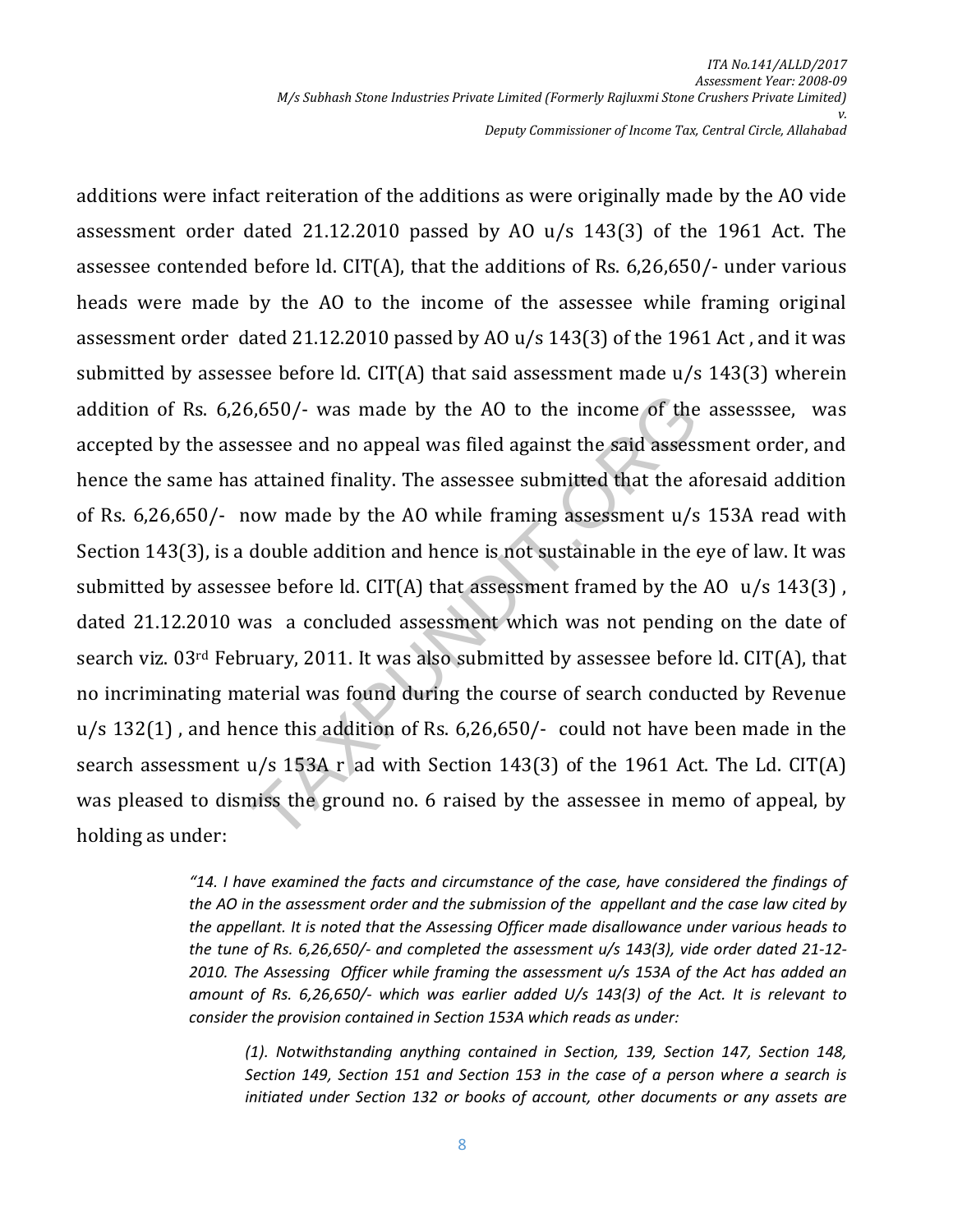additions were infact reiteration of the additions as were originally made by the AO vide assessment order dated 21.12.2010 passed by AO u/s 143(3) of the 1961 Act. The assessee contended before ld. CIT(A), that the additions of Rs. 6,26,650/- under various heads were made by the AO to the income of the assessee while framing original assessment order dated 21.12.2010 passed by AO u/s 143(3) of the 1961 Act , and it was submitted by assessee before ld. CIT(A) that said assessment made u/s 143(3) wherein addition of Rs. 6,26,650/- was made by the AO to the income of the assesssee, was accepted by the assessee and no appeal was filed against the said assessment order, and hence the same has attained finality. The assessee submitted that the aforesaid addition of Rs. 6,26,650/- now made by the AO while framing assessment u/s 153A read with Section 143(3), is a double addition and hence is not sustainable in the eye of law. It was submitted by assessee before ld. CIT(A) that assessment framed by the AO u/s 143(3) , dated 21.12.2010 was a concluded assessment which was not pending on the date of search viz. 03rd February, 2011. It was also submitted by assessee before ld. CIT(A), that no incriminating material was found during the course of search conducted by Revenue u/s 132(1) , and hence this addition of Rs. 6,26,650/- could not have been made in the search assessment u/s 153A r ad with Section 143(3) of the 1961 Act. The Ld. CIT(A) was pleased to dismiss the ground no. 6 raised by the assessee in memo of appeal, by holding as under:

> *"14. I have examined the facts and circumstance of the case, have considered the findings of the AO in the assessment order and the submission of the appellant and the case law cited by the appellant. It is noted that the Assessing Officer made disallowance under various heads to the tune of Rs. 6,26,650/- and completed the assessment u/s 143(3), vide order dated 21-12-2010. The Assessing Officer while framing the assessment u/s 153A of the Act has added an amount of Rs. 6,26,650/- which was earlier added U/s 143(3) of the Act. It is relevant to consider the provision contained in Section 153A which reads as under:*
>
> > *(1). Notwithstanding anything contained in Section, 139, Section 147, Section 148, Section 149, Section 151 and Section 153 in the case of a person where a search is initiated under Section 132 or books of account, other documents or any assets are*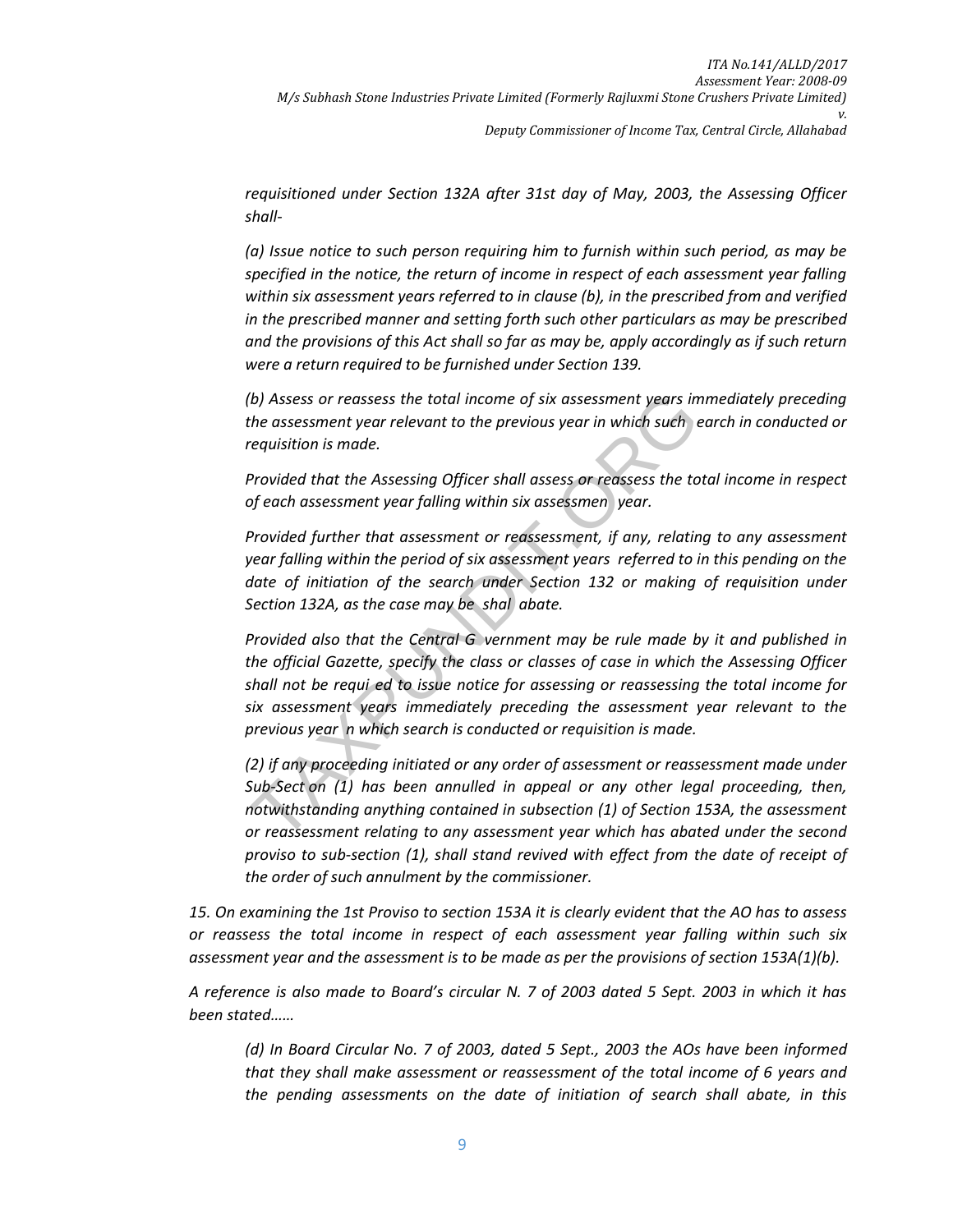*requisitioned under Section 132A after 31st day of May, 2003, the Assessing Officer shall-*

> *(a) Issue notice to such person requiring him to furnish within such period, as may be specified in the notice, the return of income in respect of each assessment year falling within six assessment years referred to in clause (b), in the prescribed from and verified in the prescribed manner and setting forth such other particulars as may be prescribed and the provisions of this Act shall so far as may be, apply accordingly as if such return were a return required to be furnished under Section 139.*
>
> *(b) Assess or reassess the total income of six assessment years immediately preceding the assessment year relevant to the previous year in which such earch in conducted or requisition is made.*
>
> *Provided that the Assessing Officer shall assess or reassess the total income in respect of each assessment year falling within six assessmen year.*
>
> *Provided further that assessment or reassessment, if any, relating to any assessment year falling within the period of six assessment years referred to in this pending on the date of initiation of the search under Section 132 or making of requisition under Section 132A, as the case may be shal abate.*
>
> *Provided also that the Central G vernment may be rule made by it and published in the official Gazette, specify the class or classes of case in which the Assessing Officer shall not be requi ed to issue notice for assessing or reassessing the total income for six assessment years immediately preceding the assessment year relevant to the previous year n which search is conducted or requisition is made.*
>
> *(2) if any proceeding initiated or any order of assessment or reassessment made under Sub-Sect on (1) has been annulled in appeal or any other legal proceeding, then, notwithstanding anything contained in subsection (1) of Section 153A, the assessment or reassessment relating to any assessment year which has abated under the second proviso to sub-section (1), shall stand revived with effect from the date of receipt of the order of such annulment by the commissioner.*

*15. On examining the 1st Proviso to section 153A it is clearly evident that the AO has to assess or reassess the total income in respect of each assessment year falling within such six assessment year and the assessment is to be made as per the provisions of section 153A(1)(b).*

*A reference is also made to Board's circular N. 7 of 2003 dated 5 Sept. 2003 in which it has been stated……*

> *(d) In Board Circular No. 7 of 2003, dated 5 Sept., 2003 the AOs have been informed that they shall make assessment or reassessment of the total income of 6 years and the pending assessments on the date of initiation of search shall abate, in this*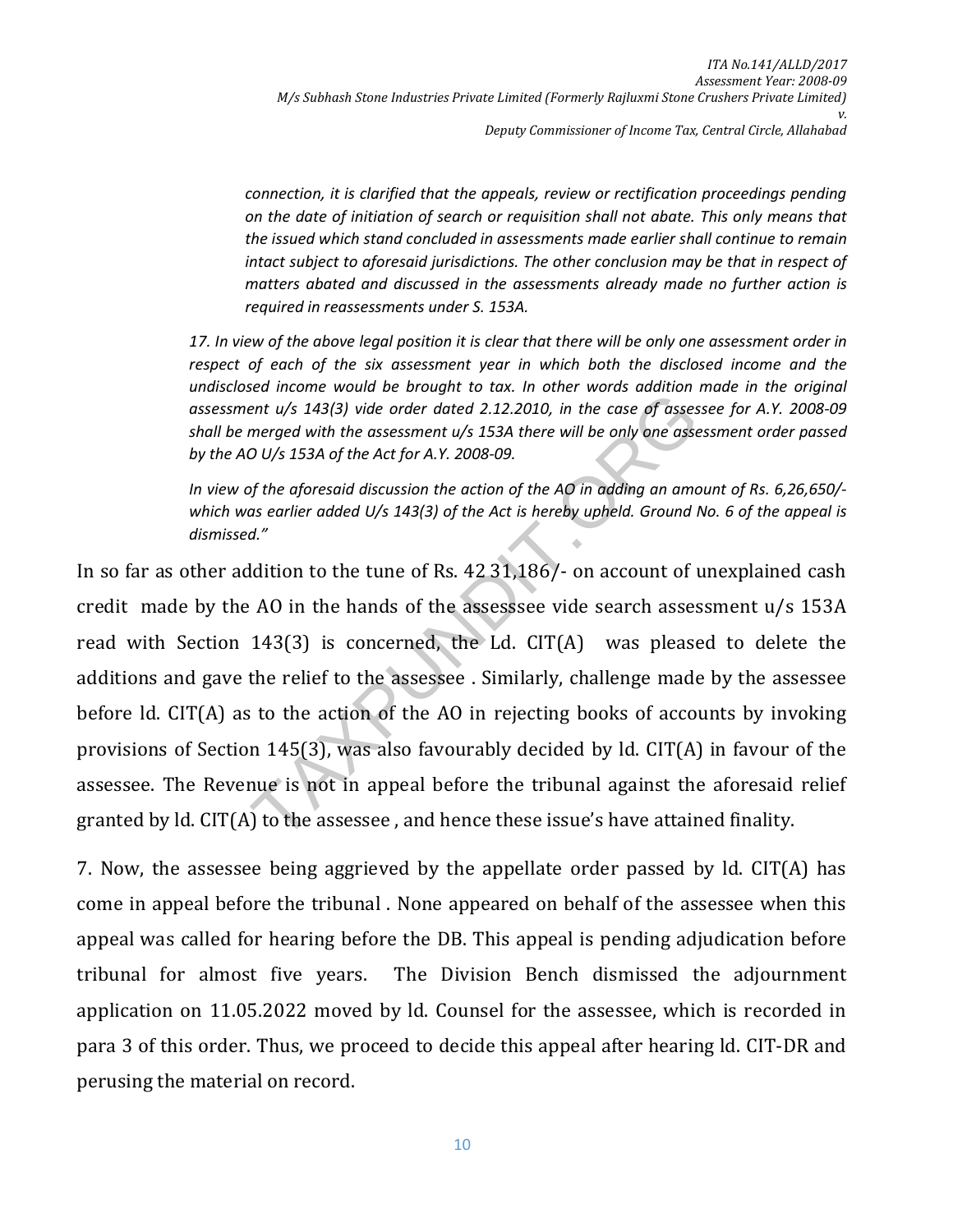*connection, it is clarified that the appeals, review or rectification proceedings pending on the date of initiation of search or requisition shall not abate. This only means that the issued which stand concluded in assessments made earlier shall continue to remain intact subject to aforesaid jurisdictions. The other conclusion may be that in respect of matters abated and discussed in the assessments already made no further action is required in reassessments under S. 153A.*

*17. In view of the above legal position it is clear that there will be only one assessment order in respect of each of the six assessment year in which both the disclosed income and the undisclosed income would be brought to tax. In other words addition made in the original assessment u/s 143(3) vide order dated 2.12.2010, in the case of assessee for A.Y. 2008-09 shall be merged with the assessment u/s 153A there will be only one assessment order passed by the AO U/s 153A of the Act for A.Y. 2008-09.*

*In view of the aforesaid discussion the action of the AO in adding an amount of Rs. 6,26,650/- which was earlier added U/s 143(3) of the Act is hereby upheld. Ground No. 6 of the appeal is dismissed."*

In so far as other addition to the tune of Rs. 42 31,186/- on account of unexplained cash credit made by the AO in the hands of the assesssee vide search assessment u/s 153A read with Section 143(3) is concerned, the Ld. CIT(A) was pleased to delete the additions and gave the relief to the assessee . Similarly, challenge made by the assessee before ld. CIT(A) as to the action of the AO in rejecting books of accounts by invoking provisions of Section 145(3), was also favourably decided by ld. CIT(A) in favour of the assessee. The Revenue is not in appeal before the tribunal against the aforesaid relief granted by ld. CIT(A) to the assessee , and hence these issue's have attained finality.

7. Now, the assessee being aggrieved by the appellate order passed by ld. CIT(A) has come in appeal before the tribunal . None appeared on behalf of the assessee when this appeal was called for hearing before the DB. This appeal is pending adjudication before tribunal for almost five years. The Division Bench dismissed the adjournment application on 11.05.2022 moved by ld. Counsel for the assessee, which is recorded in para 3 of this order. Thus, we proceed to decide this appeal after hearing ld. CIT-DR and perusing the material on record.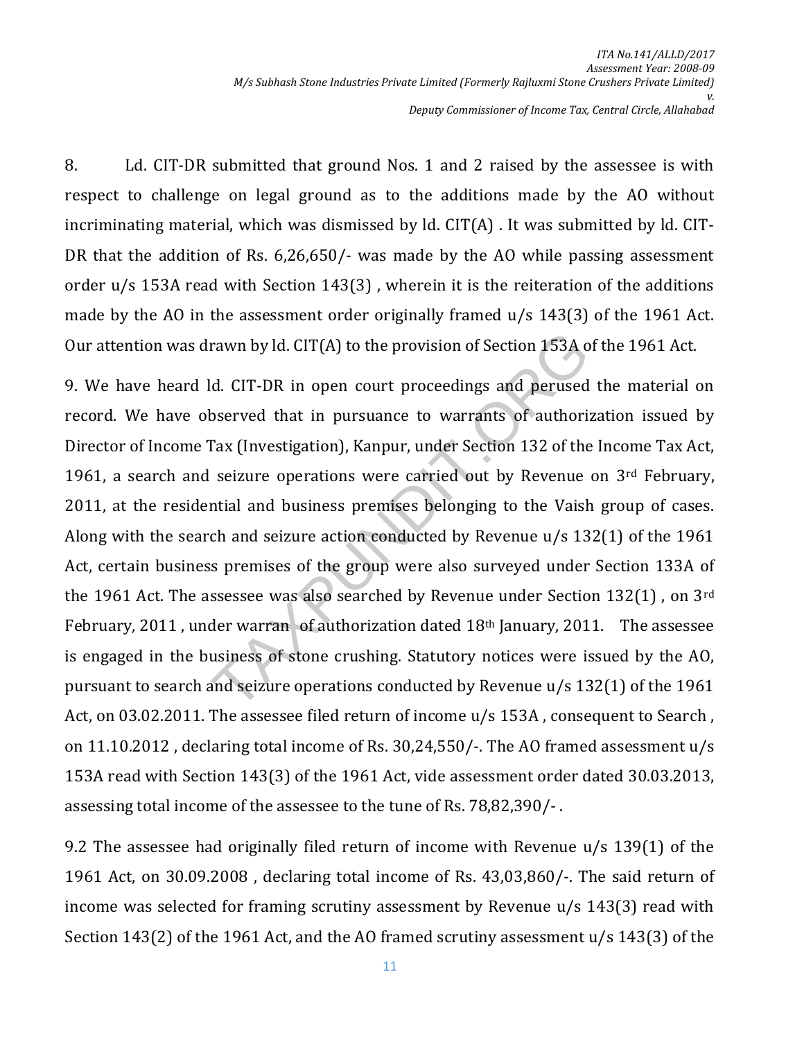8. Ld. CIT-DR submitted that ground Nos. 1 and 2 raised by the assessee is with respect to challenge on legal ground as to the additions made by the AO without incriminating material, which was dismissed by ld. CIT(A) . It was submitted by ld. CIT-DR that the addition of Rs. 6,26,650/- was made by the AO while passing assessment order u/s 153A read with Section 143(3) , wherein it is the reiteration of the additions made by the AO in the assessment order originally framed u/s 143(3) of the 1961 Act. Our attention was drawn by ld. CIT(A) to the provision of Section 153A of the 1961 Act.

9. We have heard ld. CIT-DR in open court proceedings and perused the material on record. We have observed that in pursuance to warrants of authorization issued by Director of Income Tax (Investigation), Kanpur, under Section 132 of the Income Tax Act, 1961, a search and seizure operations were carried out by Revenue on 3rd February, 2011, at the residential and business premises belonging to the Vaish group of cases. Along with the search and seizure action conducted by Revenue u/s 132(1) of the 1961 Act, certain business premises of the group were also surveyed under Section 133A of the 1961 Act. The assessee was also searched by Revenue under Section 132(1) , on 3rd February, 2011 , under warran of authorization dated 18th January, 2011. The assessee is engaged in the business of stone crushing. Statutory notices were issued by the AO, pursuant to search and seizure operations conducted by Revenue u/s 132(1) of the 1961 Act, on 03.02.2011. The assessee filed return of income u/s 153A , consequent to Search , on 11.10.2012 , declaring total income of Rs. 30,24,550/-. The AO framed assessment u/s 153A read with Section 143(3) of the 1961 Act, vide assessment order dated 30.03.2013, assessing total income of the assessee to the tune of Rs. 78,82,390/- .

9.2 The assessee had originally filed return of income with Revenue u/s 139(1) of the 1961 Act, on 30.09.2008 , declaring total income of Rs. 43,03,860/-. The said return of income was selected for framing scrutiny assessment by Revenue u/s 143(3) read with Section 143(2) of the 1961 Act, and the AO framed scrutiny assessment u/s 143(3) of the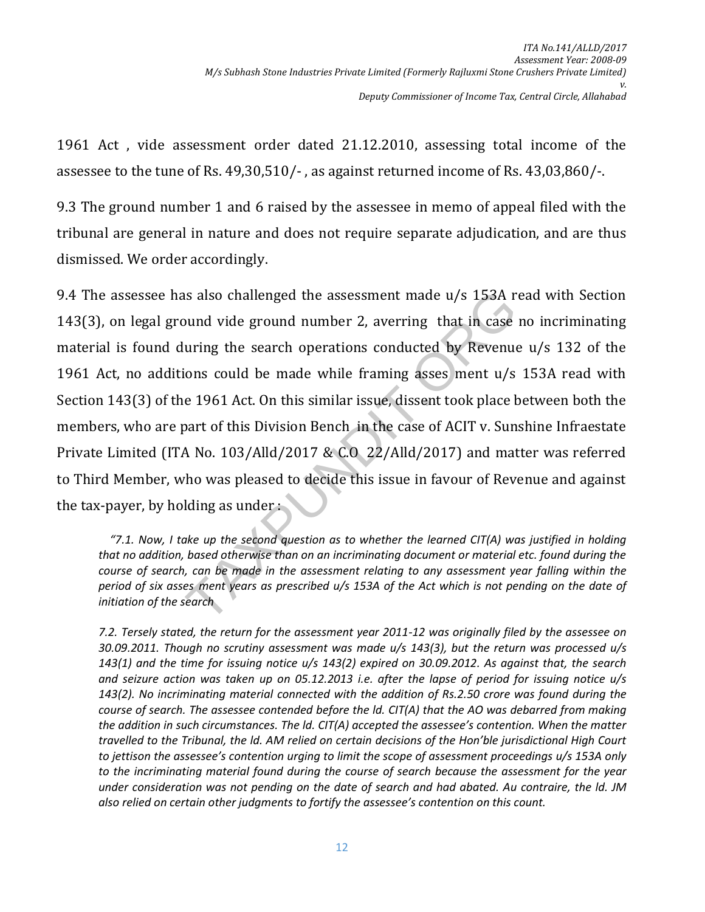1961 Act , vide assessment order dated 21.12.2010, assessing total income of the assessee to the tune of Rs. 49,30,510/- , as against returned income of Rs. 43,03,860/-.

9.3 The ground number 1 and 6 raised by the assessee in memo of appeal filed with the tribunal are general in nature and does not require separate adjudication, and are thus dismissed. We order accordingly.

9.4 The assessee has also challenged the assessment made u/s 153A read with Section 143(3), on legal ground vide ground number 2, averring that in case no incriminating material is found during the search operations conducted by Revenue u/s 132 of the 1961 Act, no additions could be made while framing asses ment u/s 153A read with Section 143(3) of the 1961 Act. On this similar issue, dissent took place between both the members, who are part of this Division Bench in the case of ACIT v. Sunshine Infraestate Private Limited (ITA No. 103/Alld/2017 & C.O 22/Alld/2017) and matter was referred to Third Member, who was pleased to decide this issue in favour of Revenue and against the tax-payer, by holding as under :

> *"7.1. Now, I take up the second question as to whether the learned CIT(A) was justified in holding that no addition, based otherwise than on an incriminating document or material etc. found during the course of search, can be made in the assessment relating to any assessment year falling within the period of six asses ment years as prescribed u/s 153A of the Act which is not pending on the date of initiation of the search*
>
> *7.2. Tersely stated, the return for the assessment year 2011-12 was originally filed by the assessee on 30.09.2011. Though no scrutiny assessment was made u/s 143(3), but the return was processed u/s 143(1) and the time for issuing notice u/s 143(2) expired on 30.09.2012. As against that, the search and seizure action was taken up on 05.12.2013 i.e. after the lapse of period for issuing notice u/s 143(2). No incriminating material connected with the addition of Rs.2.50 crore was found during the course of search. The assessee contended before the ld. CIT(A) that the AO was debarred from making the addition in such circumstances. The ld. CIT(A) accepted the assessee's contention. When the matter travelled to the Tribunal, the ld. AM relied on certain decisions of the Hon'ble jurisdictional High Court to jettison the assessee's contention urging to limit the scope of assessment proceedings u/s 153A only to the incriminating material found during the course of search because the assessment for the year under consideration was not pending on the date of search and had abated. Au contraire, the ld. JM also relied on certain other judgments to fortify the assessee's contention on this count.*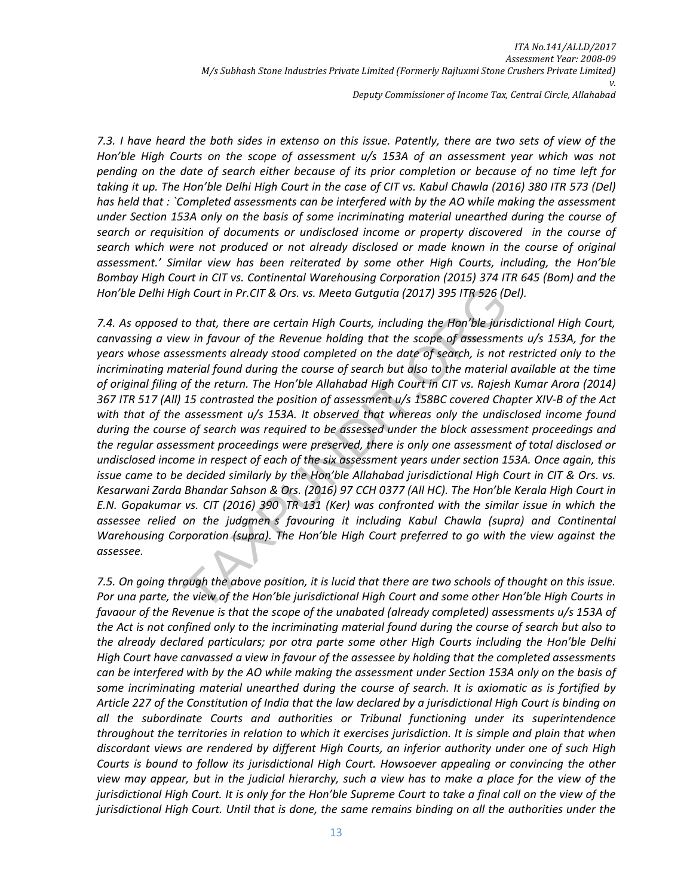*7.3. I have heard the both sides in extenso on this issue. Patently, there are two sets of view of the Hon'ble High Courts on the scope of assessment u/s 153A of an assessment year which was not pending on the date of search either because of its prior completion or because of no time left for taking it up. The Hon'ble Delhi High Court in the case of CIT vs. Kabul Chawla (2016) 380 ITR 573 (Del) has held that : `Completed assessments can be interfered with by the AO while making the assessment under Section 153A only on the basis of some incriminating material unearthed during the course of search or requisition of documents or undisclosed income or property discovered in the course of search which were not produced or not already disclosed or made known in the course of original assessment.' Similar view has been reiterated by some other High Courts, including, the Hon'ble Bombay High Court in CIT vs. Continental Warehousing Corporation (2015) 374 ITR 645 (Bom) and the Hon'ble Delhi High Court in Pr.CIT & Ors. vs. Meeta Gutgutia (2017) 395 ITR 526 (Del).*

*7.4. As opposed to that, there are certain High Courts, including the Hon'ble jurisdictional High Court, canvassing a view in favour of the Revenue holding that the scope of assessments u/s 153A, for the years whose assessments already stood completed on the date of search, is not restricted only to the incriminating material found during the course of search but also to the material available at the time of original filing of the return. The Hon'ble Allahabad High Court in CIT vs. Rajesh Kumar Arora (2014) 367 ITR 517 (All) 15 contrasted the position of assessment u/s 158BC covered Chapter XIV-B of the Act with that of the assessment u/s 153A. It observed that whereas only the undisclosed income found during the course of search was required to be assessed under the block assessment proceedings and the regular assessment proceedings were preserved, there is only one assessment of total disclosed or undisclosed income in respect of each of the six assessment years under section 153A. Once again, this issue came to be decided similarly by the Hon'ble Allahabad jurisdictional High Court in CIT & Ors. vs. Kesarwani Zarda Bhandar Sahson & Ors. (2016) 97 CCH 0377 (All HC). The Hon'ble Kerala High Court in E.N. Gopakumar vs. CIT (2016) 390 TR 131 (Ker) was confronted with the similar issue in which the assessee relied on the judgmen s favouring it including Kabul Chawla (supra) and Continental Warehousing Corporation (supra). The Hon'ble High Court preferred to go with the view against the assessee.*

*7.5. On going through the above position, it is lucid that there are two schools of thought on this issue. Por una parte, the view of the Hon'ble jurisdictional High Court and some other Hon'ble High Courts in favaour of the Revenue is that the scope of the unabated (already completed) assessments u/s 153A of the Act is not confined only to the incriminating material found during the course of search but also to the already declared particulars; por otra parte some other High Courts including the Hon'ble Delhi High Court have canvassed a view in favour of the assessee by holding that the completed assessments can be interfered with by the AO while making the assessment under Section 153A only on the basis of some incriminating material unearthed during the course of search. It is axiomatic as is fortified by Article 227 of the Constitution of India that the law declared by a jurisdictional High Court is binding on all the subordinate Courts and authorities or Tribunal functioning under its superintendence throughout the territories in relation to which it exercises jurisdiction. It is simple and plain that when discordant views are rendered by different High Courts, an inferior authority under one of such High Courts is bound to follow its jurisdictional High Court. Howsoever appealing or convincing the other view may appear, but in the judicial hierarchy, such a view has to make a place for the view of the jurisdictional High Court. It is only for the Hon'ble Supreme Court to take a final call on the view of the jurisdictional High Court. Until that is done, the same remains binding on all the authorities under the*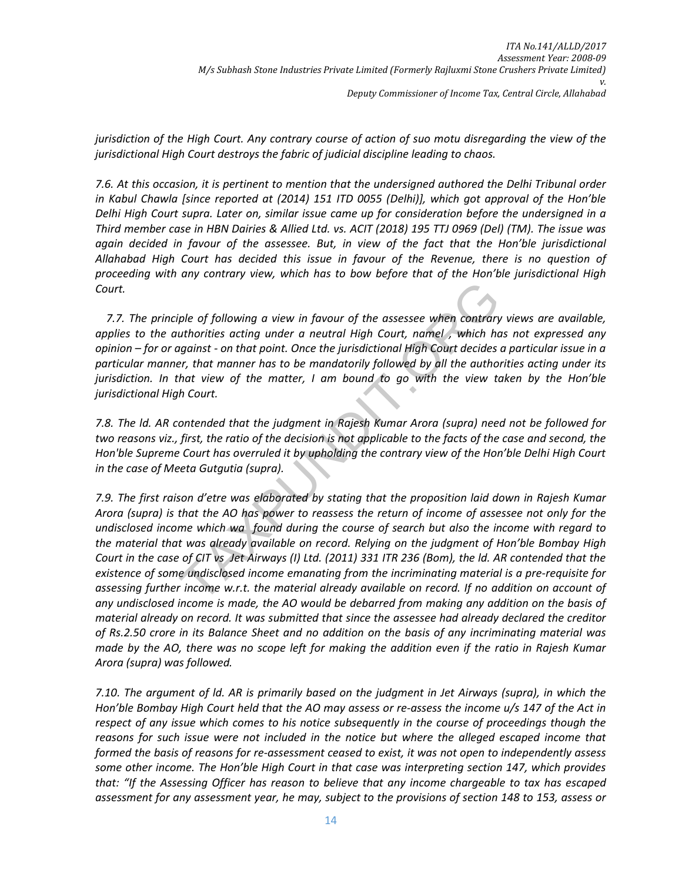*jurisdiction of the High Court. Any contrary course of action of suo motu disregarding the view of the jurisdictional High Court destroys the fabric of judicial discipline leading to chaos.*

*7.6. At this occasion, it is pertinent to mention that the undersigned authored the Delhi Tribunal order in Kabul Chawla [since reported at (2014) 151 ITD 0055 (Delhi)], which got approval of the Hon'ble Delhi High Court supra. Later on, similar issue came up for consideration before the undersigned in a Third member case in HBN Dairies & Allied Ltd. vs. ACIT (2018) 195 TTJ 0969 (Del) (TM). The issue was again decided in favour of the assessee. But, in view of the fact that the Hon'ble jurisdictional Allahabad High Court has decided this issue in favour of the Revenue, there is no question of proceeding with any contrary view, which has to bow before that of the Hon'ble jurisdictional High Court.*

*7.7. The principle of following a view in favour of the assessee when contrary views are available, applies to the authorities acting under a neutral High Court, namel , which has not expressed any opinion – for or against - on that point. Once the jurisdictional High Court decides a particular issue in a particular manner, that manner has to be mandatorily followed by all the authorities acting under its jurisdiction. In that view of the matter, I am bound to go with the view taken by the Hon'ble jurisdictional High Court.*

*7.8. The ld. AR contended that the judgment in Rajesh Kumar Arora (supra) need not be followed for two reasons viz., first, the ratio of the decision is not applicable to the facts of the case and second, the Hon'ble Supreme Court has overruled it by upholding the contrary view of the Hon'ble Delhi High Court in the case of Meeta Gutgutia (supra).*

*7.9. The first raison d'etre was elaborated by stating that the proposition laid down in Rajesh Kumar Arora (supra) is that the AO has power to reassess the return of income of assessee not only for the undisclosed income which wa found during the course of search but also the income with regard to the material that was already available on record. Relying on the judgment of Hon'ble Bombay High Court in the case of CIT vs Jet Airways (I) Ltd. (2011) 331 ITR 236 (Bom), the ld. AR contended that the existence of some undisclosed income emanating from the incriminating material is a pre-requisite for assessing further income w.r.t. the material already available on record. If no addition on account of any undisclosed income is made, the AO would be debarred from making any addition on the basis of material already on record. It was submitted that since the assessee had already declared the creditor of Rs.2.50 crore in its Balance Sheet and no addition on the basis of any incriminating material was made by the AO, there was no scope left for making the addition even if the ratio in Rajesh Kumar Arora (supra) was followed.*

*7.10. The argument of ld. AR is primarily based on the judgment in Jet Airways (supra), in which the Hon'ble Bombay High Court held that the AO may assess or re-assess the income u/s 147 of the Act in respect of any issue which comes to his notice subsequently in the course of proceedings though the reasons for such issue were not included in the notice but where the alleged escaped income that formed the basis of reasons for re-assessment ceased to exist, it was not open to independently assess some other income. The Hon'ble High Court in that case was interpreting section 147, which provides that: "If the Assessing Officer has reason to believe that any income chargeable to tax has escaped assessment for any assessment year, he may, subject to the provisions of section 148 to 153, assess or*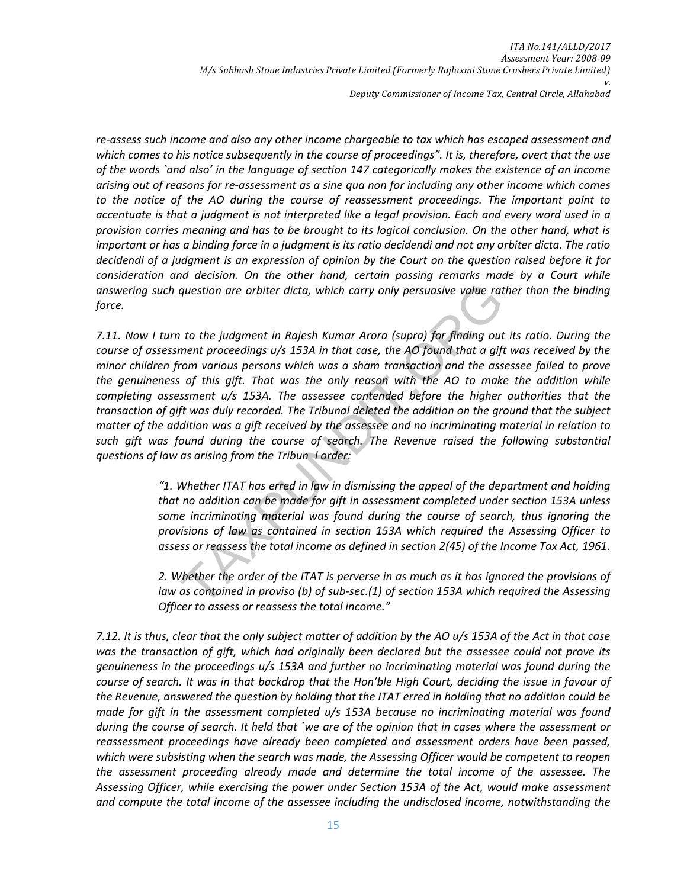*re-assess such income and also any other income chargeable to tax which has escaped assessment and which comes to his notice subsequently in the course of proceedings". It is, therefore, overt that the use of the words `and also' in the language of section 147 categorically makes the existence of an income arising out of reasons for re-assessment as a sine qua non for including any other income which comes to the notice of the AO during the course of reassessment proceedings. The important point to accentuate is that a judgment is not interpreted like a legal provision. Each and every word used in a provision carries meaning and has to be brought to its logical conclusion. On the other hand, what is important or has a binding force in a judgment is its ratio decidendi and not any orbiter dicta. The ratio decidendi of a judgment is an expression of opinion by the Court on the question raised before it for consideration and decision. On the other hand, certain passing remarks made by a Court while answering such question are orbiter dicta, which carry only persuasive value rather than the binding force.*

*7.11. Now I turn to the judgment in Rajesh Kumar Arora (supra) for finding out its ratio. During the course of assessment proceedings u/s 153A in that case, the AO found that a gift was received by the minor children from various persons which was a sham transaction and the assessee failed to prove the genuineness of this gift. That was the only reason with the AO to make the addition while completing assessment u/s 153A. The assessee contended before the higher authorities that the transaction of gift was duly recorded. The Tribunal deleted the addition on the ground that the subject matter of the addition was a gift received by the assessee and no incriminating material in relation to such gift was found during the course of search. The Revenue raised the following substantial questions of law as arising from the Tribun l order:*

> *"1. Whether ITAT has erred in law in dismissing the appeal of the department and holding that no addition can be made for gift in assessment completed under section 153A unless some incriminating material was found during the course of search, thus ignoring the provisions of law as contained in section 153A which required the Assessing Officer to assess or reassess the total income as defined in section 2(45) of the Income Tax Act, 1961.*
>
> *2. Whether the order of the ITAT is perverse in as much as it has ignored the provisions of law as contained in proviso (b) of sub-sec.(1) of section 153A which required the Assessing Officer to assess or reassess the total income."*

*7.12. It is thus, clear that the only subject matter of addition by the AO u/s 153A of the Act in that case was the transaction of gift, which had originally been declared but the assessee could not prove its genuineness in the proceedings u/s 153A and further no incriminating material was found during the course of search. It was in that backdrop that the Hon'ble High Court, deciding the issue in favour of the Revenue, answered the question by holding that the ITAT erred in holding that no addition could be made for gift in the assessment completed u/s 153A because no incriminating material was found during the course of search. It held that `we are of the opinion that in cases where the assessment or reassessment proceedings have already been completed and assessment orders have been passed, which were subsisting when the search was made, the Assessing Officer would be competent to reopen the assessment proceeding already made and determine the total income of the assessee. The Assessing Officer, while exercising the power under Section 153A of the Act, would make assessment and compute the total income of the assessee including the undisclosed income, notwithstanding the*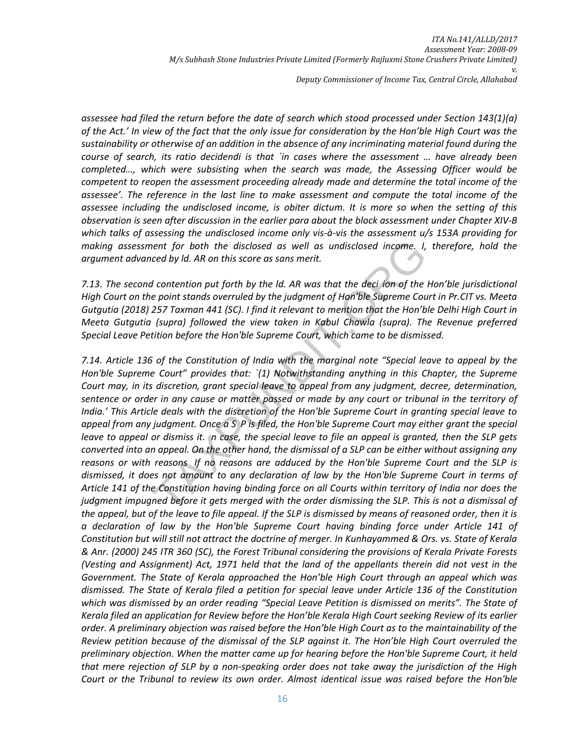*assessee had filed the return before the date of search which stood processed under Section 143(1)(a) of the Act.' In view of the fact that the only issue for consideration by the Hon'ble High Court was the sustainability or otherwise of an addition in the absence of any incriminating material found during the course of search, its ratio decidendi is that `in cases where the assessment … have already been completed…, which were subsisting when the search was made, the Assessing Officer would be competent to reopen the assessment proceeding already made and determine the total income of the assessee'. The reference in the last line to make assessment and compute the total income of the assessee including the undisclosed income, is obiter dictum. It is more so when the setting of this observation is seen after discussion in the earlier para about the block assessment under Chapter XIV-B which talks of assessing the undisclosed income only vis-à-vis the assessment u/s 153A providing for making assessment for both the disclosed as well as undisclosed income. I, therefore, hold the argument advanced by ld. AR on this score as sans merit.*

*7.13. The second contention put forth by the ld. AR was that the decision of the Hon'ble jurisdictional High Court on the point stands overruled by the judgment of Hon'ble Supreme Court in Pr.CIT vs. Meeta Gutgutia (2018) 257 Taxman 441 (SC). I find it relevant to mention that the Hon'ble Delhi High Court in Meeta Gutgutia (supra) followed the view taken in Kabul Chawla (supra). The Revenue preferred Special Leave Petition before the Hon'ble Supreme Court, which came to be dismissed.*

*7.14. Article 136 of the Constitution of India with the marginal note "Special leave to appeal by the Hon'ble Supreme Court" provides that: `(1) Notwithstanding anything in this Chapter, the Supreme Court may, in its discretion, grant special leave to appeal from any judgment, decree, determination, sentence or order in any cause or matter passed or made by any court or tribunal in the territory of India.' This Article deals with the discretion of the Hon'ble Supreme Court in granting special leave to appeal from any judgment. Once a SLP is filed, the Hon'ble Supreme Court may either grant the special leave to appeal or dismiss it. In case, the special leave to file an appeal is granted, then the SLP gets converted into an appeal. On the other hand, the dismissal of a SLP can be either without assigning any reasons or with reasons. If no reasons are adduced by the Hon'ble Supreme Court and the SLP is dismissed, it does not amount to any declaration of law by the Hon'ble Supreme Court in terms of Article 141 of the Constitution having binding force on all Courts within territory of India nor does the judgment impugned before it gets merged with the order dismissing the SLP. This is not a dismissal of the appeal, but of the leave to file appeal. If the SLP is dismissed by means of reasoned order, then it is a declaration of law by the Hon'ble Supreme Court having binding force under Article 141 of Constitution but will still not attract the doctrine of merger. In Kunhayammed & Ors. vs. State of Kerala & Anr. (2000) 245 ITR 360 (SC), the Forest Tribunal considering the provisions of Kerala Private Forests (Vesting and Assignment) Act, 1971 held that the land of the appellants therein did not vest in the Government. The State of Kerala approached the Hon'ble High Court through an appeal which was dismissed. The State of Kerala filed a petition for special leave under Article 136 of the Constitution which was dismissed by an order reading "Special Leave Petition is dismissed on merits". The State of Kerala filed an application for Review before the Hon'ble Kerala High Court seeking Review of its earlier order. A preliminary objection was raised before the Hon'ble High Court as to the maintainability of the Review petition because of the dismissal of the SLP against it. The Hon'ble High Court overruled the preliminary objection. When the matter came up for hearing before the Hon'ble Supreme Court, it held that mere rejection of SLP by a non-speaking order does not take away the jurisdiction of the High Court or the Tribunal to review its own order. Almost identical issue was raised before the Hon'ble*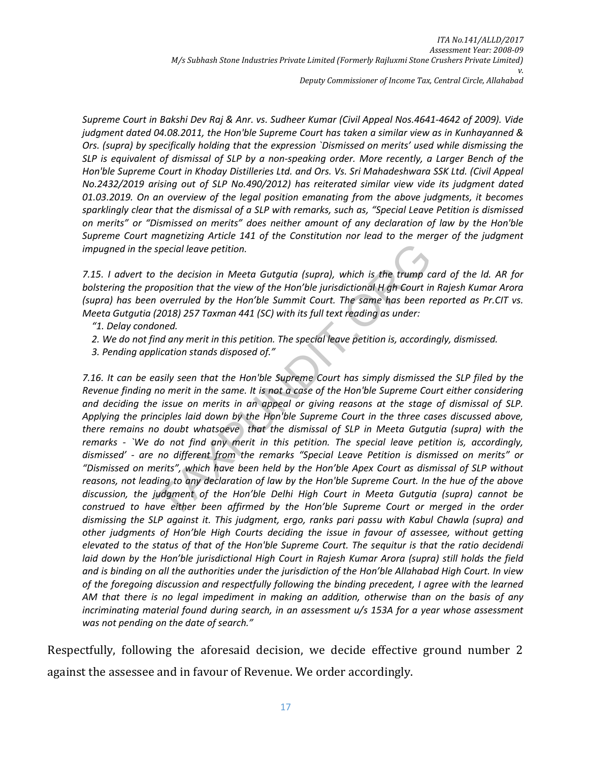*Supreme Court in Bakshi Dev Raj & Anr. vs. Sudheer Kumar (Civil Appeal Nos.4641-4642 of 2009). Vide judgment dated 04.08.2011, the Hon'ble Supreme Court has taken a similar view as in Kunhayanned & Ors. (supra) by specifically holding that the expression `Dismissed on merits' used while dismissing the SLP is equivalent of dismissal of SLP by a non-speaking order. More recently, a Larger Bench of the Hon'ble Supreme Court in Khoday Distilleries Ltd. and Ors. Vs. Sri Mahadeshwara SSK Ltd. (Civil Appeal No.2432/2019 arising out of SLP No.490/2012) has reiterated similar view vide its judgment dated 01.03.2019. On an overview of the legal position emanating from the above judgments, it becomes sparklingly clear that the dismissal of a SLP with remarks, such as, "Special Leave Petition is dismissed on merits" or "Dismissed on merits" does neither amount of any declaration of law by the Hon'ble Supreme Court magnetizing Article 141 of the Constitution nor lead to the merger of the judgment impugned in the special leave petition.*

*7.15. I advert to the decision in Meeta Gutgutia (supra), which is the trump card of the ld. AR for bolstering the proposition that the view of the Hon'ble jurisdictional H gh Court in Rajesh Kumar Arora (supra) has been overruled by the Hon'ble Summit Court. The same has been reported as Pr.CIT vs. Meeta Gutgutia (2018) 257 Taxman 441 (SC) with its full text reading as under:*

*"1. Delay condoned.*

*2. We do not find any merit in this petition. The special leave petition is, accordingly, dismissed.*

*3. Pending application stands disposed of."*

*7.16. It can be easily seen that the Hon'ble Supreme Court has simply dismissed the SLP filed by the Revenue finding no merit in the same. It is not a case of the Hon'ble Supreme Court either considering and deciding the issue on merits in an appeal or giving reasons at the stage of dismissal of SLP. Applying the principles laid down by the Hon'ble Supreme Court in the three cases discussed above, there remains no doubt whatsoeve that the dismissal of SLP in Meeta Gutgutia (supra) with the remarks - `We do not find any merit in this petition. The special leave petition is, accordingly, dismissed' - are no different from the remarks "Special Leave Petition is dismissed on merits" or "Dismissed on merits", which have been held by the Hon'ble Apex Court as dismissal of SLP without reasons, not leading to any declaration of law by the Hon'ble Supreme Court. In the hue of the above discussion, the judgment of the Hon'ble Delhi High Court in Meeta Gutgutia (supra) cannot be construed to have either been affirmed by the Hon'ble Supreme Court or merged in the order dismissing the SLP against it. This judgment, ergo, ranks pari passu with Kabul Chawla (supra) and other judgments of Hon'ble High Courts deciding the issue in favour of assessee, without getting elevated to the status of that of the Hon'ble Supreme Court. The sequitur is that the ratio decidendi laid down by the Hon'ble jurisdictional High Court in Rajesh Kumar Arora (supra) still holds the field and is binding on all the authorities under the jurisdiction of the Hon'ble Allahabad High Court. In view of the foregoing discussion and respectfully following the binding precedent, I agree with the learned AM that there is no legal impediment in making an addition, otherwise than on the basis of any incriminating material found during search, in an assessment u/s 153A for a year whose assessment was not pending on the date of search."*

Respectfully, following the aforesaid decision, we decide effective ground number 2 against the assessee and in favour of Revenue. We order accordingly.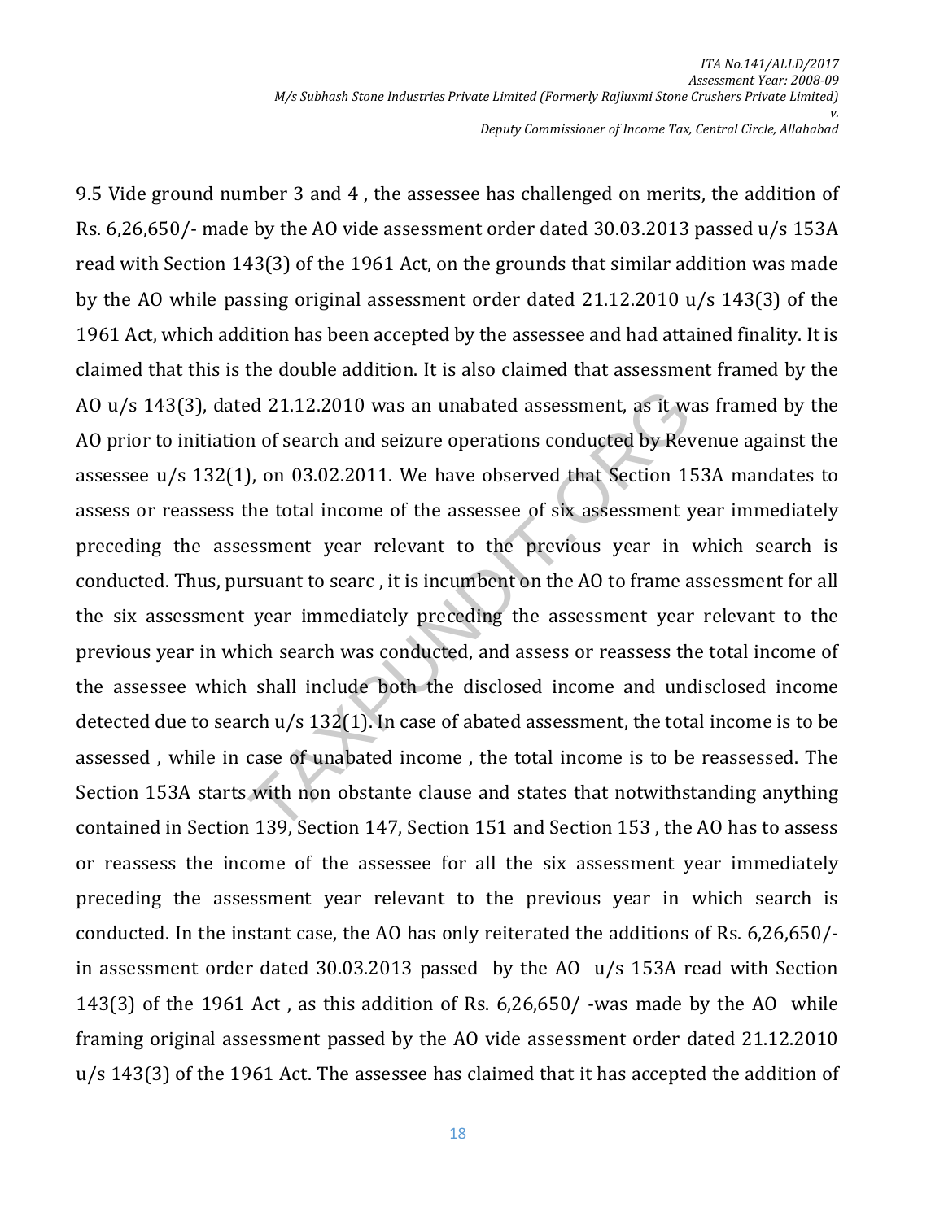9.5 Vide ground number 3 and 4 , the assessee has challenged on merits, the addition of Rs. 6,26,650/- made by the AO vide assessment order dated 30.03.2013 passed u/s 153A read with Section 143(3) of the 1961 Act, on the grounds that similar addition was made by the AO while passing original assessment order dated 21.12.2010 u/s 143(3) of the 1961 Act, which addition has been accepted by the assessee and had attained finality. It is claimed that this is the double addition. It is also claimed that assessment framed by the AO u/s 143(3), dated 21.12.2010 was an unabated assessment, as it was framed by the AO prior to initiation of search and seizure operations conducted by Revenue against the assessee u/s 132(1), on 03.02.2011. We have observed that Section 153A mandates to assess or reassess the total income of the assessee of six assessment year immediately preceding the assessment year relevant to the previous year in which search is conducted. Thus, pursuant to searc , it is incumbent on the AO to frame assessment for all the six assessment year immediately preceding the assessment year relevant to the previous year in which search was conducted, and assess or reassess the total income of the assessee which shall include both the disclosed income and undisclosed income detected due to search u/s 132(1). In case of abated assessment, the total income is to be assessed , while in case of unabated income , the total income is to be reassessed. The Section 153A starts with non obstante clause and states that notwithstanding anything contained in Section 139, Section 147, Section 151 and Section 153 , the AO has to assess or reassess the income of the assessee for all the six assessment year immediately preceding the assessment year relevant to the previous year in which search is conducted. In the instant case, the AO has only reiterated the additions of Rs. 6,26,650/- in assessment order dated 30.03.2013 passed by the AO u/s 153A read with Section 143(3) of the 1961 Act , as this addition of Rs. 6,26,650/ -was made by the AO while framing original assessment passed by the AO vide assessment order dated 21.12.2010 u/s 143(3) of the 1961 Act. The assessee has claimed that it has accepted the addition of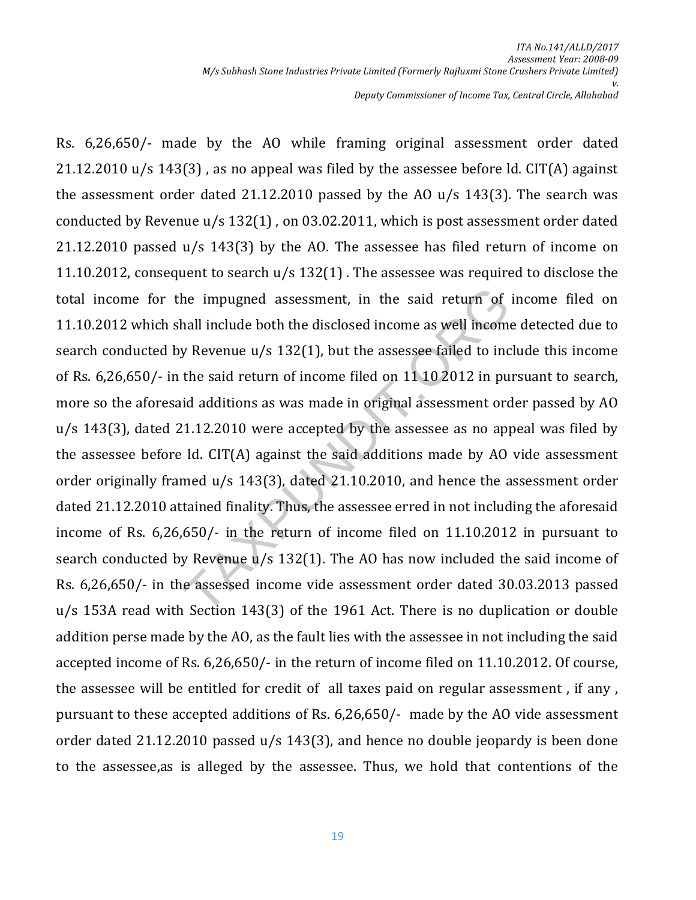Rs. 6,26,650/- made by the AO while framing original assessment order dated 21.12.2010 u/s 143(3) , as no appeal was filed by the assessee before ld. CIT(A) against the assessment order dated 21.12.2010 passed by the AO u/s 143(3). The search was conducted by Revenue u/s 132(1) , on 03.02.2011, which is post assessment order dated 21.12.2010 passed u/s 143(3) by the AO. The assessee has filed return of income on 11.10.2012, consequent to search u/s 132(1) . The assessee was required to disclose the total income for the impugned assessment, in the said return of income filed on 11.10.2012 which shall include both the disclosed income as well income detected due to search conducted by Revenue u/s 132(1), but the assessee failed to include this income of Rs. 6,26,650/- in the said return of income filed on 11.10.2012 in pursuant to search, more so the aforesaid additions as was made in original assessment order passed by AO u/s 143(3), dated 21.12.2010 were accepted by the assessee as no appeal was filed by the assessee before ld. CIT(A) against the said additions made by AO vide assessment order originally framed u/s 143(3), dated 21.10.2010, and hence the assessment order dated 21.12.2010 attained finality. Thus, the assessee erred in not including the aforesaid income of Rs. 6,26,650/- in the return of income filed on 11.10.2012 in pursuant to search conducted by Revenue u/s 132(1). The AO has now included the said income of Rs. 6,26,650/- in the assessed income vide assessment order dated 30.03.2013 passed u/s 153A read with Section 143(3) of the 1961 Act. There is no duplication or double addition perse made by the AO, as the fault lies with the assessee in not including the said accepted income of Rs. 6,26,650/- in the return of income filed on 11.10.2012. Of course, the assessee will be entitled for credit of all taxes paid on regular assessment , if any , pursuant to these accepted additions of Rs. 6,26,650/- made by the AO vide assessment order dated 21.12.2010 passed u/s 143(3), and hence no double jeopardy is been done to the assessee,as is alleged by the assessee. Thus, we hold that contentions of the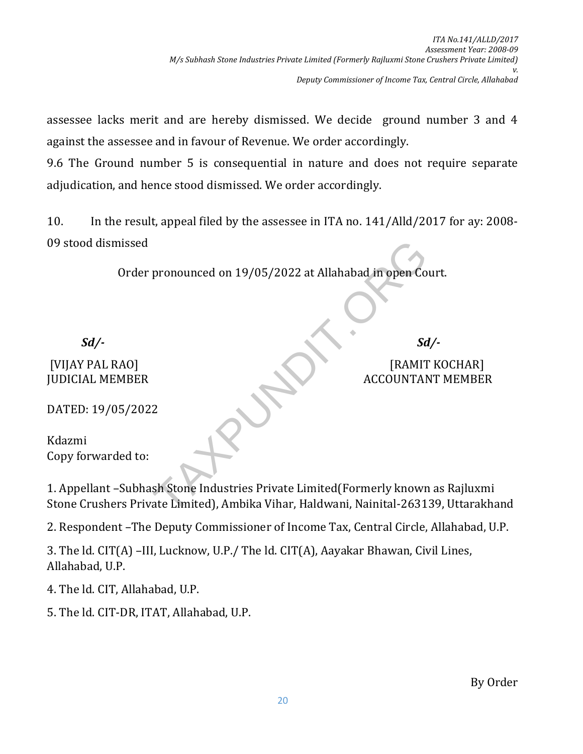assessee lacks merit and are hereby dismissed. We decide ground number 3 and 4 against the assessee and in favour of Revenue. We order accordingly.

9.6 The Ground number 5 is consequential in nature and does not require separate adjudication, and hence stood dismissed. We order accordingly.

10. In the result, appeal filed by the assessee in ITA no. 141/Alld/2017 for ay: 2008-09 stood dismissed

Order pronounced on 19/05/2022 at Allahabad in open Court.

***Sd/-*** ***Sd/-***

[VIJAY PAL RAO] [RAMIT KOCHAR]
JUDICIAL MEMBER ACCOUNTANT MEMBER

DATED: 19/05/2022

Kdazmi
Copy forwarded to:

1. Appellant –Subhash Stone Industries Private Limited(Formerly known as Rajluxmi Stone Crushers Private Limited), Ambika Vihar, Haldwani, Nainital-263139, Uttarakhand

2. Respondent –The Deputy Commissioner of Income Tax, Central Circle, Allahabad, U.P.

3. The ld. CIT(A) –III, Lucknow, U.P./ The ld. CIT(A), Aayakar Bhawan, Civil Lines, Allahabad, U.P.

4. The ld. CIT, Allahabad, U.P.

5. The ld. CIT-DR, ITAT, Allahabad, U.P.

By Order